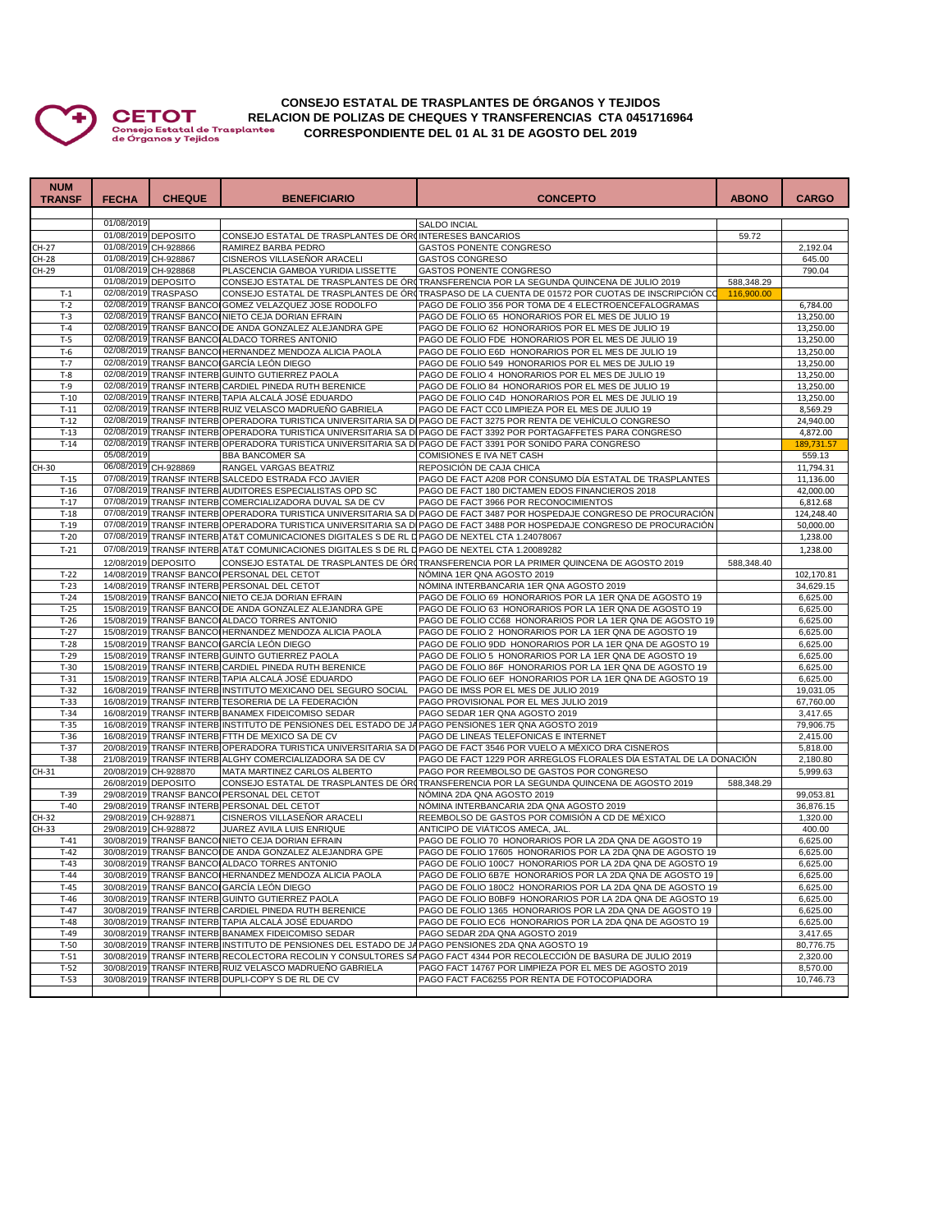CETOT
Consejo Estatal de Trasplantes de Órganos y Tejidos

# CONSEJO ESTATAL DE TRASPLANTES DE ÓRGANOS Y TEJIDOS
## RELACION DE POLIZAS DE CHEQUES Y TRANSFERENCIAS CTA 0451716964
## CORRESPONDIENTE DEL 01 AL 31 DE AGOSTO DEL 2019

| NUM TRANSF | FECHA | CHEQUE | BENEFICIARIO | CONCEPTO | ABONO | CARGO |
|---|---|---|---|---|---|---|
| | 01/08/2019 | | | SALDO INCIAL | | |
| | 01/08/2019 | DEPOSITO | CONSEJO ESTATAL DE TRASPLANTES DE ÓRG | INTERESES BANCARIOS | 59.72 | |
| CH-27 | 01/08/2019 | CH-928866 | RAMIREZ BARBA PEDRO | GASTOS PONENTE CONGRESO | | 2,192.04 |
| CH-28 | 01/08/2019 | CH-928867 | CISNEROS VILLASEÑOR ARACELI | GASTOS CONGRESO | | 645.00 |
| CH-29 | 01/08/2019 | CH-928868 | PLASCENCIA GAMBOA YURIDIA LISSETTE | GASTOS PONENTE CONGRESO | | 790.04 |
| | 01/08/2019 | DEPOSITO | CONSEJO ESTATAL DE TRASPLANTES DE ÓRG | TRANSFERENCIA POR LA SEGUNDA QUINCENA DE JULIO 2019 | 588,348.29 | |
| T-1 | 02/08/2019 | TRASPASO | CONSEJO ESTATAL DE TRASPLANTES DE ÓRG | TRASPASO DE LA CUENTA DE 01572 POR CUOTAS DE INSCRIPCIÓN CO | 116,900.00 | |
| T-2 | 02/08/2019 | TRANSF BANCO | GOMEZ VELAZQUEZ JOSE RODOLFO | PAGO DE FOLIO 356 POR TOMA DE 4 ELECTROENCEFALOGRAMAS | | 6,784.00 |
| T-3 | 02/08/2019 | TRANSF BANCO | NIETO CEJA DORIAN EFRAIN | PAGO DE FOLIO 65 HONORARIOS POR EL MES DE JULIO 19 | | 13,250.00 |
| T-4 | 02/08/2019 | TRANSF BANCO | DE ANDA GONZALEZ ALEJANDRA GPE | PAGO DE FOLIO 62 HONORARIOS POR EL MES DE JULIO 19 | | 13,250.00 |
| T-5 | 02/08/2019 | TRANSF BANCO | ALDACO TORRES ANTONIO | PAGO DE FOLIO FDE HONORARIOS POR EL MES DE JULIO 19 | | 13,250.00 |
| T-6 | 02/08/2019 | TRANSF BANCO | HERNANDEZ MENDOZA ALICIA PAOLA | PAGO DE FOLIO E6D HONORARIOS POR EL MES DE JULIO 19 | | 13,250.00 |
| T-7 | 02/08/2019 | TRANSF BANCO | GARCÍA LEÓN DIEGO | PAGO DE FOLIO 549 HONORARIOS POR EL MES DE JULIO 19 | | 13,250.00 |
| T-8 | 02/08/2019 | TRANSF INTERB | GUINTO GUTIERREZ PAOLA | PAGO DE FOLIO 4 HONORARIOS POR EL MES DE JULIO 19 | | 13,250.00 |
| T-9 | 02/08/2019 | TRANSF INTERB | CARDIEL PINEDA RUTH BERENICE | PAGO DE FOLIO 84 HONORARIOS POR EL MES DE JULIO 19 | | 13,250.00 |
| T-10 | 02/08/2019 | TRANSF INTERB | TAPIA ALCALÁ JOSÉ EDUARDO | PAGO DE FOLIO C4D HONORARIOS POR EL MES DE JULIO 19 | | 13,250.00 |
| T-11 | 02/08/2019 | TRANSF INTERB | RUIZ VELASCO MADRUEÑO GABRIELA | PAGO DE FACT CC0 LIMPIEZA POR EL MES DE JULIO 19 | | 8,569.29 |
| T-12 | 02/08/2019 | TRANSF INTERB | OPERADORA TURISTICA UNIVERSITARIA SA D | PAGO DE FACT 3275 POR RENTA DE VEHÍCULO CONGRESO | | 24,940.00 |
| T-13 | 02/08/2019 | TRANSF INTERB | OPERADORA TURISTICA UNIVERSITARIA SA D | PAGO DE FACT 3392 POR PORTAGAFFETES PARA CONGRESO | | 4,872.00 |
| T-14 | 02/08/2019 | TRANSF INTERB | OPERADORA TURISTICA UNIVERSITARIA SA D | PAGO DE FACT 3391 POR SONIDO PARA CONGRESO | | 189,731.57 |
| | 05/08/2019 | | BBA BANCOMER SA | COMISIONES E IVA NET CASH | | 559.13 |
| CH-30 | 06/08/2019 | CH-928869 | RANGEL VARGAS BEATRIZ | REPOSICIÓN DE CAJA CHICA | | 11,794.31 |
| T-15 | 07/08/2019 | TRANSF INTERB | SALCEDO ESTRADA FCO JAVIER | PAGO DE FACT A208 POR CONSUMO DÍA ESTATAL DE TRASPLANTES | | 11,136.00 |
| T-16 | 07/08/2019 | TRANSF INTERB | AUDITORES ESPECIALISTAS OPD SC | PAGO DE FACT 180 DICTAMEN EDOS FINANCIEROS 2018 | | 42,000.00 |
| T-17 | 07/08/2019 | TRANSF INTERB | COMERCIALIZADORA DUVAL SA DE CV | PAGO DE FACT 3966 POR RECONOCIMIENTOS | | 6,812.68 |
| T-18 | 07/08/2019 | TRANSF INTERB | OPERADORA TURISTICA UNIVERSITARIA SA D | PAGO DE FACT 3487 POR HOSPEDAJE CONGRESO DE PROCURACIÓN | | 124,248.40 |
| T-19 | 07/08/2019 | TRANSF INTERB | OPERADORA TURISTICA UNIVERSITARIA SA D | PAGO DE FACT 3488 POR HOSPEDAJE CONGRESO DE PROCURACIÓN | | 50,000.00 |
| T-20 | 07/08/2019 | TRANSF INTERB | AT&T COMUNICACIONES DIGITALES S DE RL D | PAGO DE NEXTEL CTA 1.24078067 | | 1,238.00 |
| T-21 | 07/08/2019 | TRANSF INTERB | AT&T COMUNICACIONES DIGITALES S DE RL D | PAGO DE NEXTEL CTA 1.20089282 | | 1,238.00 |
| | 12/08/2019 | DEPOSITO | CONSEJO ESTATAL DE TRASPLANTES DE ÓRG | TRANSFERENCIA POR LA PRIMER QUINCENA DE AGOSTO 2019 | 588,348.40 | |
| T-22 | 14/08/2019 | TRANSF BANCO | PERSONAL DEL CETOT | NÓMINA 1ER QNA AGOSTO 2019 | | 102,170.81 |
| T-23 | 14/08/2019 | TRANSF INTERB | PERSONAL DEL CETOT | NÓMINA INTERBANCARIA 1ER QNA AGOSTO 2019 | | 34,629.15 |
| T-24 | 15/08/2019 | TRANSF BANCO | NIETO CEJA DORIAN EFRAIN | PAGO DE FOLIO 69 HONORARIOS POR LA 1ER QNA DE AGOSTO 19 | | 6,625.00 |
| T-25 | 15/08/2019 | TRANSF BANCO | DE ANDA GONZALEZ ALEJANDRA GPE | PAGO DE FOLIO 63 HONORARIOS POR LA 1ER QNA DE AGOSTO 19 | | 6,625.00 |
| T-26 | 15/08/2019 | TRANSF BANCO | ALDACO TORRES ANTONIO | PAGO DE FOLIO CC68 HONORARIOS POR LA 1ER QNA DE AGOSTO 19 | | 6,625.00 |
| T-27 | 15/08/2019 | TRANSF BANCO | HERNANDEZ MENDOZA ALICIA PAOLA | PAGO DE FOLIO 2 HONORARIOS POR LA 1ER QNA DE AGOSTO 19 | | 6,625.00 |
| T-28 | 15/08/2019 | TRANSF BANCO | GARCÍA LEÓN DIEGO | PAGO DE FOLIO 9DD HONORARIOS POR LA 1ER QNA DE AGOSTO 19 | | 6,625.00 |
| T-29 | 15/08/2019 | TRANSF INTERB | GUINTO GUTIERREZ PAOLA | PAGO DE FOLIO 5 HONORARIOS POR LA 1ER QNA DE AGOSTO 19 | | 6,625.00 |
| T-30 | 15/08/2019 | TRANSF INTERB | CARDIEL PINEDA RUTH BERENICE | PAGO DE FOLIO 86F HONORARIOS POR LA 1ER QNA DE AGOSTO 19 | | 6,625.00 |
| T-31 | 15/08/2019 | TRANSF INTERB | TAPIA ALCALÁ JOSÉ EDUARDO | PAGO DE FOLIO 6EF HONORARIOS POR LA 1ER QNA DE AGOSTO 19 | | 6,625.00 |
| T-32 | 16/08/2019 | TRANSF INTERB | INSTITUTO MEXICANO DEL SEGURO SOCIAL | PAGO DE IMSS POR EL MES DE JULIO 2019 | | 19,031.05 |
| T-33 | 16/08/2019 | TRANSF INTERB | TESORERIA DE LA FEDERACIÓN | PAGO PROVISIONAL POR EL MES JULIO 2019 | | 67,760.00 |
| T-34 | 16/08/2019 | TRANSF INTERB | BANAMEX FIDEICOMISO SEDAR | PAGO SEDAR 1ER QNA AGOSTO 2019 | | 3,417.65 |
| T-35 | 16/08/2019 | TRANSF INTERB | INSTITUTO DE PENSIONES DEL ESTADO DE JA | PAGO PENSIONES 1ER QNA AGOSTO 2019 | | 79,906.75 |
| T-36 | 16/08/2019 | TRANSF INTERB | FTTH DE MEXICO SA DE CV | PAGO DE LINEAS TELEFONICAS E INTERNET | | 2,415.00 |
| T-37 | 20/08/2019 | TRANSF INTERB | OPERADORA TURISTICA UNIVERSITARIA SA D | PAGO DE FACT 3546 POR VUELO A MÉXICO DRA CISNEROS | | 5,818.00 |
| T-38 | 21/08/2019 | TRANSF INTERB | ALGHY COMERCIALIZADORA SA DE CV | PAGO DE FACT 1229 POR ARREGLOS FLORALES DÍA ESTATAL DE LA DONACIÓN | | 2,180.80 |
| CH-31 | 20/08/2019 | CH-928870 | MATA MARTINEZ CARLOS ALBERTO | PAGO POR REEMBOLSO DE GASTOS POR CONGRESO | | 5,999.63 |
| | 26/08/2019 | DEPOSITO | CONSEJO ESTATAL DE TRASPLANTES DE ÓRG | TRANSFERENCIA POR LA SEGUNDA QUINCENA DE AGOSTO 2019 | 588,348.29 | |
| T-39 | 29/08/2019 | TRANSF BANCO | PERSONAL DEL CETOT | NÓMINA 2DA QNA AGOSTO 2019 | | 99,053.81 |
| T-40 | 29/08/2019 | TRANSF INTERB | PERSONAL DEL CETOT | NÓMINA INTERBANCARIA 2DA QNA AGOSTO 2019 | | 36,876.15 |
| CH-32 | 29/08/2019 | CH-928871 | CISNEROS VILLASEÑOR ARACELI | REEMBOLSO DE GASTOS POR COMISIÓN A CD DE MÉXICO | | 1,320.00 |
| CH-33 | 29/08/2019 | CH-928872 | JUAREZ AVILA LUIS ENRIQUE | ANTICIPO DE VIÁTICOS AMECA, JAL. | | 400.00 |
| T-41 | 30/08/2019 | TRANSF BANCO | NIETO CEJA DORIAN EFRAIN | PAGO DE FOLIO 70 HONORARIOS POR LA 2DA QNA DE AGOSTO 19 | | 6,625.00 |
| T-42 | 30/08/2019 | TRANSF BANCO | DE ANDA GONZALEZ ALEJANDRA GPE | PAGO DE FOLIO 17605 HONORARIOS POR LA 2DA QNA DE AGOSTO 19 | | 6,625.00 |
| T-43 | 30/08/2019 | TRANSF BANCO | ALDACO TORRES ANTONIO | PAGO DE FOLIO 100C7 HONORARIOS POR LA 2DA QNA DE AGOSTO 19 | | 6,625.00 |
| T-44 | 30/08/2019 | TRANSF BANCO | HERNANDEZ MENDOZA ALICIA PAOLA | PAGO DE FOLIO 6B7E HONORARIOS POR LA 2DA QNA DE AGOSTO 19 | | 6,625.00 |
| T-45 | 30/08/2019 | TRANSF BANCO | GARCÍA LEÓN DIEGO | PAGO DE FOLIO 180C2 HONORARIOS POR LA 2DA QNA DE AGOSTO 19 | | 6,625.00 |
| T-46 | 30/08/2019 | TRANSF INTERB | GUINTO GUTIERREZ PAOLA | PAGO DE FOLIO B0BF9 HONORARIOS POR LA 2DA QNA DE AGOSTO 19 | | 6,625.00 |
| T-47 | 30/08/2019 | TRANSF INTERB | CARDIEL PINEDA RUTH BERENICE | PAGO DE FOLIO 1365 HONORARIOS POR LA 2DA QNA DE AGOSTO 19 | | 6,625.00 |
| T-48 | 30/08/2019 | TRANSF INTERB | TAPIA ALCALÁ JOSÉ EDUARDO | PAGO DE FOLIO EC6 HONORARIOS POR LA 2DA QNA DE AGOSTO 19 | | 6,625.00 |
| T-49 | 30/08/2019 | TRANSF INTERB | BANAMEX FIDEICOMISO SEDAR | PAGO SEDAR 2DA QNA AGOSTO 2019 | | 3,417.65 |
| T-50 | 30/08/2019 | TRANSF INTERB | INSTITUTO DE PENSIONES DEL ESTADO DE JA | PAGO PENSIONES 2DA QNA AGOSTO 19 | | 80,776.75 |
| T-51 | 30/08/2019 | TRANSF INTERB | RECOLECTORA RECOLIN Y CONSULTORES SA | PAGO FACT 4344 POR RECOLECCIÓN DE BASURA DE JULIO 2019 | | 2,320.00 |
| T-52 | 30/08/2019 | TRANSF INTERB | RUIZ VELASCO MADRUEÑO GABRIELA | PAGO FACT 14767 POR LIMPIEZA POR EL MES DE AGOSTO 2019 | | 8,570.00 |
| T-53 | 30/08/2019 | TRANSF INTERB | DUPLI-COPY S DE RL DE CV | PAGO FACT FAC6255 POR RENTA DE FOTOCOPIADORA | | 10,746.73 |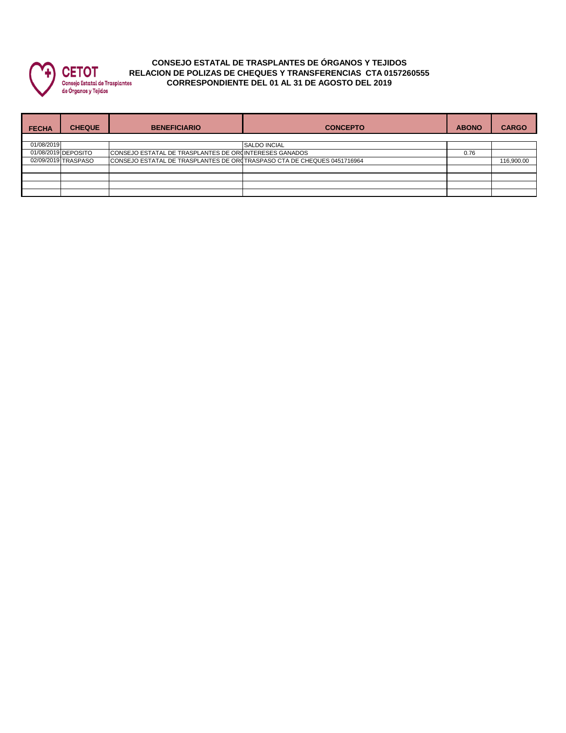CETOT
Consejo Estatal de Trasplantes de Órganos y Tejidos

**CONSEJO ESTATAL DE TRASPLANTES DE ÓRGANOS Y TEJIDOS**
**RELACION DE POLIZAS DE CHEQUES Y TRANSFERENCIAS CTA 0157260555**
**CORRESPONDIENTE DEL 01 AL 31 DE AGOSTO DEL 2019**

| FECHA | CHEQUE | BENEFICIARIO | CONCEPTO | ABONO | CARGO |
|---|---|---|---|---|---|
| 01/08/2019 | | | SALDO INCIAL | | |
| 01/08/2019 | DEPOSITO | CONSEJO ESTATAL DE TRASPLANTES DE ORG | INTERESES GANADOS | 0.76 | |
| 02/09/2019 | TRASPASO | CONSEJO ESTATAL DE TRASPLANTES DE ORG | TRASPASO CTA DE CHEQUES 0451716964 | | 116,900.00 |
| | | | | | |
| | | | | | |
| | | | | | |
| | | | | | |